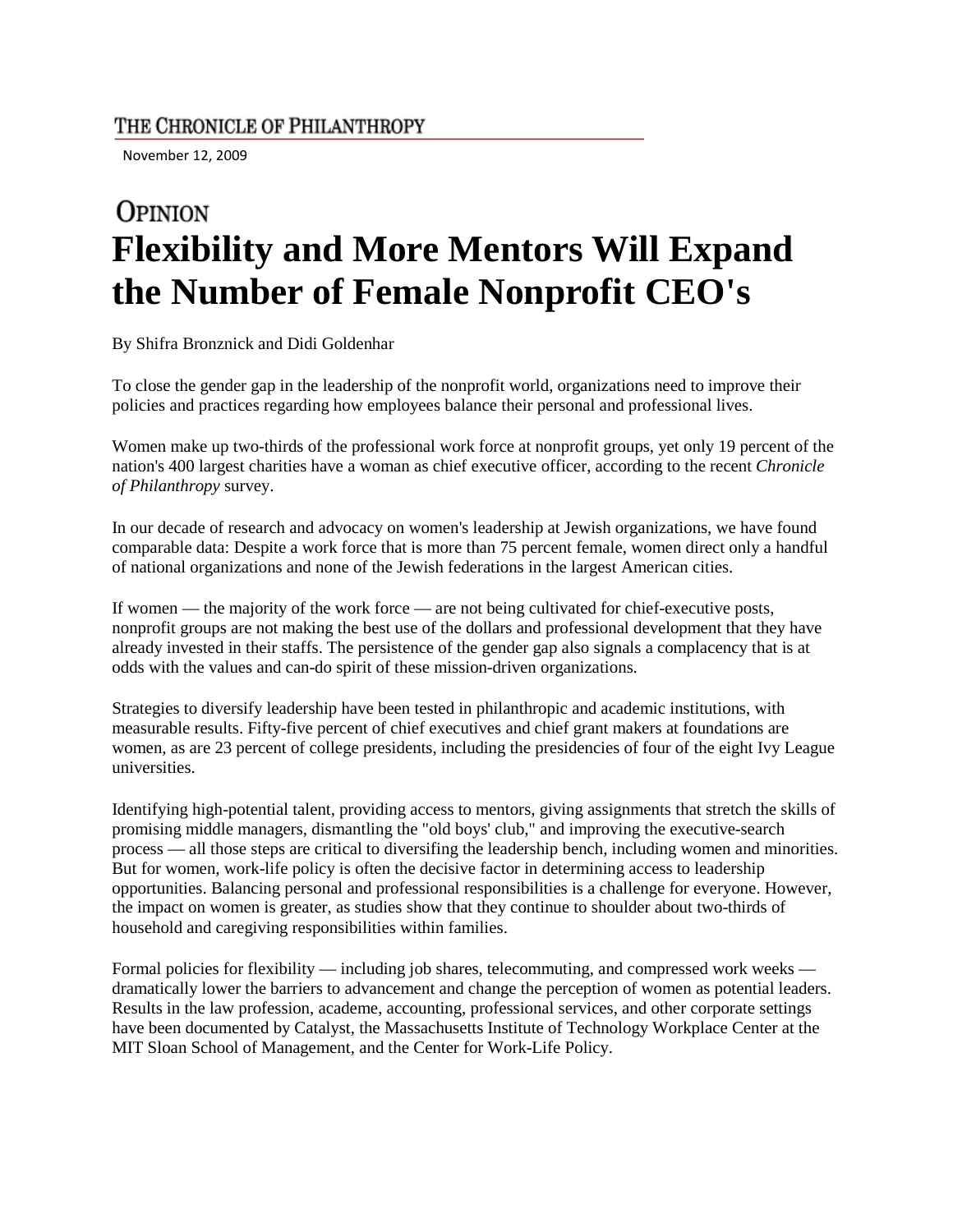THE CHRONICLE OF PHILANTHROPY

November 12, 2009

OPINION

# Flexibility and More Mentors Will Expand the Number of Female Nonprofit CEO's

By Shifra Bronznick and Didi Goldenhar

To close the gender gap in the leadership of the nonprofit world, organizations need to improve their policies and practices regarding how employees balance their personal and professional lives.

Women make up two-thirds of the professional work force at nonprofit groups, yet only 19 percent of the nation's 400 largest charities have a woman as chief executive officer, according to the recent *Chronicle of Philanthropy* survey.

In our decade of research and advocacy on women's leadership at Jewish organizations, we have found comparable data: Despite a work force that is more than 75 percent female, women direct only a handful of national organizations and none of the Jewish federations in the largest American cities.

If women — the majority of the work force — are not being cultivated for chief-executive posts, nonprofit groups are not making the best use of the dollars and professional development that they have already invested in their staffs. The persistence of the gender gap also signals a complacency that is at odds with the values and can-do spirit of these mission-driven organizations.

Strategies to diversify leadership have been tested in philanthropic and academic institutions, with measurable results. Fifty-five percent of chief executives and chief grant makers at foundations are women, as are 23 percent of college presidents, including the presidencies of four of the eight Ivy League universities.

Identifying high-potential talent, providing access to mentors, giving assignments that stretch the skills of promising middle managers, dismantling the "old boys' club," and improving the executive-search process — all those steps are critical to diversifing the leadership bench, including women and minorities. But for women, work-life policy is often the decisive factor in determining access to leadership opportunities. Balancing personal and professional responsibilities is a challenge for everyone. However, the impact on women is greater, as studies show that they continue to shoulder about two-thirds of household and caregiving responsibilities within families.

Formal policies for flexibility — including job shares, telecommuting, and compressed work weeks — dramatically lower the barriers to advancement and change the perception of women as potential leaders. Results in the law profession, academe, accounting, professional services, and other corporate settings have been documented by Catalyst, the Massachusetts Institute of Technology Workplace Center at the MIT Sloan School of Management, and the Center for Work-Life Policy.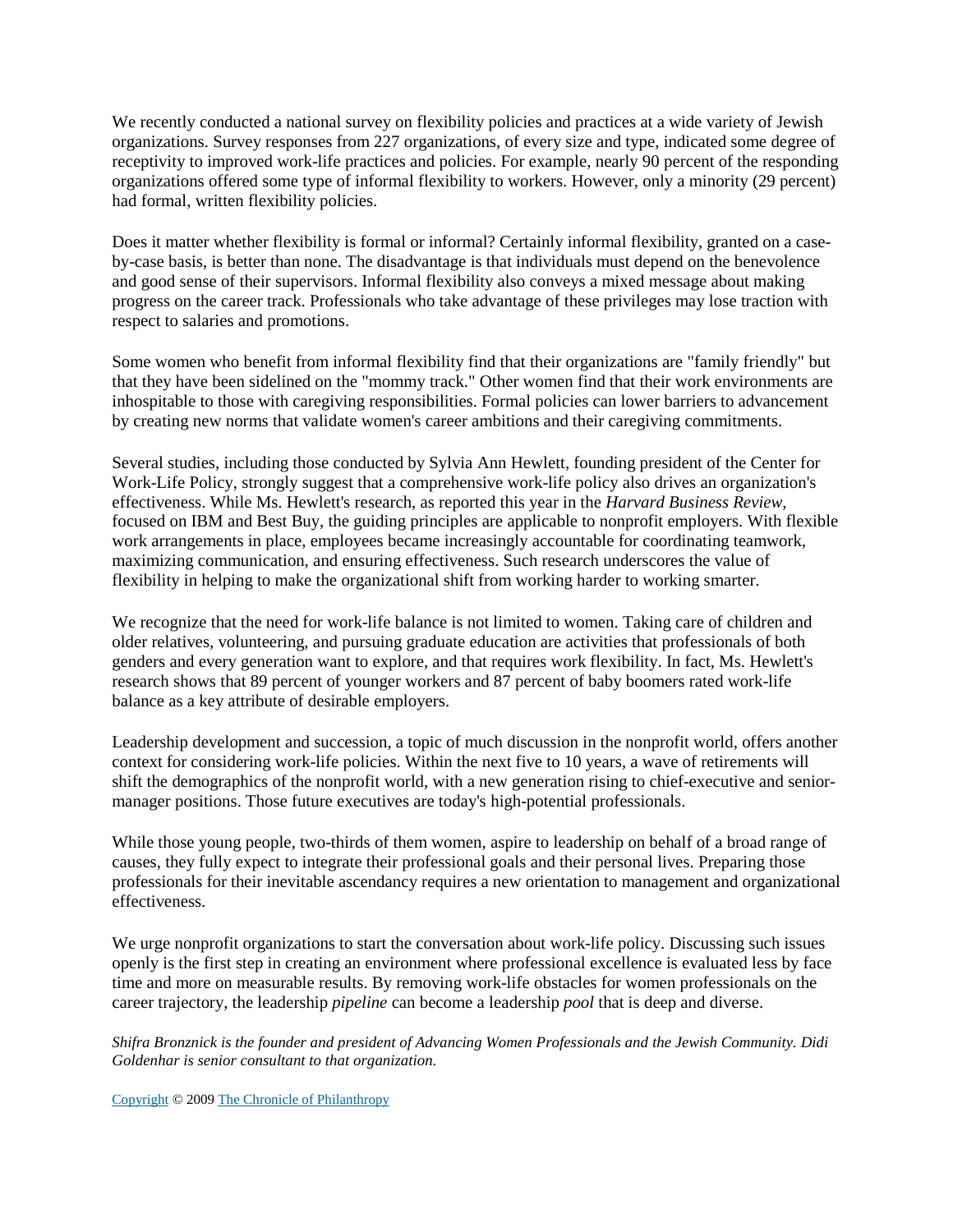We recently conducted a national survey on flexibility policies and practices at a wide variety of Jewish organizations. Survey responses from 227 organizations, of every size and type, indicated some degree of receptivity to improved work-life practices and policies. For example, nearly 90 percent of the responding organizations offered some type of informal flexibility to workers. However, only a minority (29 percent) had formal, written flexibility policies.

Does it matter whether flexibility is formal or informal? Certainly informal flexibility, granted on a case-by-case basis, is better than none. The disadvantage is that individuals must depend on the benevolence and good sense of their supervisors. Informal flexibility also conveys a mixed message about making progress on the career track. Professionals who take advantage of these privileges may lose traction with respect to salaries and promotions.

Some women who benefit from informal flexibility find that their organizations are "family friendly" but that they have been sidelined on the "mommy track." Other women find that their work environments are inhospitable to those with caregiving responsibilities. Formal policies can lower barriers to advancement by creating new norms that validate women's career ambitions and their caregiving commitments.

Several studies, including those conducted by Sylvia Ann Hewlett, founding president of the Center for Work-Life Policy, strongly suggest that a comprehensive work-life policy also drives an organization's effectiveness. While Ms. Hewlett's research, as reported this year in the *Harvard Business Review*, focused on IBM and Best Buy, the guiding principles are applicable to nonprofit employers. With flexible work arrangements in place, employees became increasingly accountable for coordinating teamwork, maximizing communication, and ensuring effectiveness. Such research underscores the value of flexibility in helping to make the organizational shift from working harder to working smarter.

We recognize that the need for work-life balance is not limited to women. Taking care of children and older relatives, volunteering, and pursuing graduate education are activities that professionals of both genders and every generation want to explore, and that requires work flexibility. In fact, Ms. Hewlett's research shows that 89 percent of younger workers and 87 percent of baby boomers rated work-life balance as a key attribute of desirable employers.

Leadership development and succession, a topic of much discussion in the nonprofit world, offers another context for considering work-life policies. Within the next five to 10 years, a wave of retirements will shift the demographics of the nonprofit world, with a new generation rising to chief-executive and senior-manager positions. Those future executives are today's high-potential professionals.

While those young people, two-thirds of them women, aspire to leadership on behalf of a broad range of causes, they fully expect to integrate their professional goals and their personal lives. Preparing those professionals for their inevitable ascendancy requires a new orientation to management and organizational effectiveness.

We urge nonprofit organizations to start the conversation about work-life policy. Discussing such issues openly is the first step in creating an environment where professional excellence is evaluated less by face time and more on measurable results. By removing work-life obstacles for women professionals on the career trajectory, the leadership *pipeline* can become a leadership *pool* that is deep and diverse.

*Shifra Bronznick is the founder and president of Advancing Women Professionals and the Jewish Community. Didi Goldenhar is senior consultant to that organization.*

Copyright © 2009 The Chronicle of Philanthropy